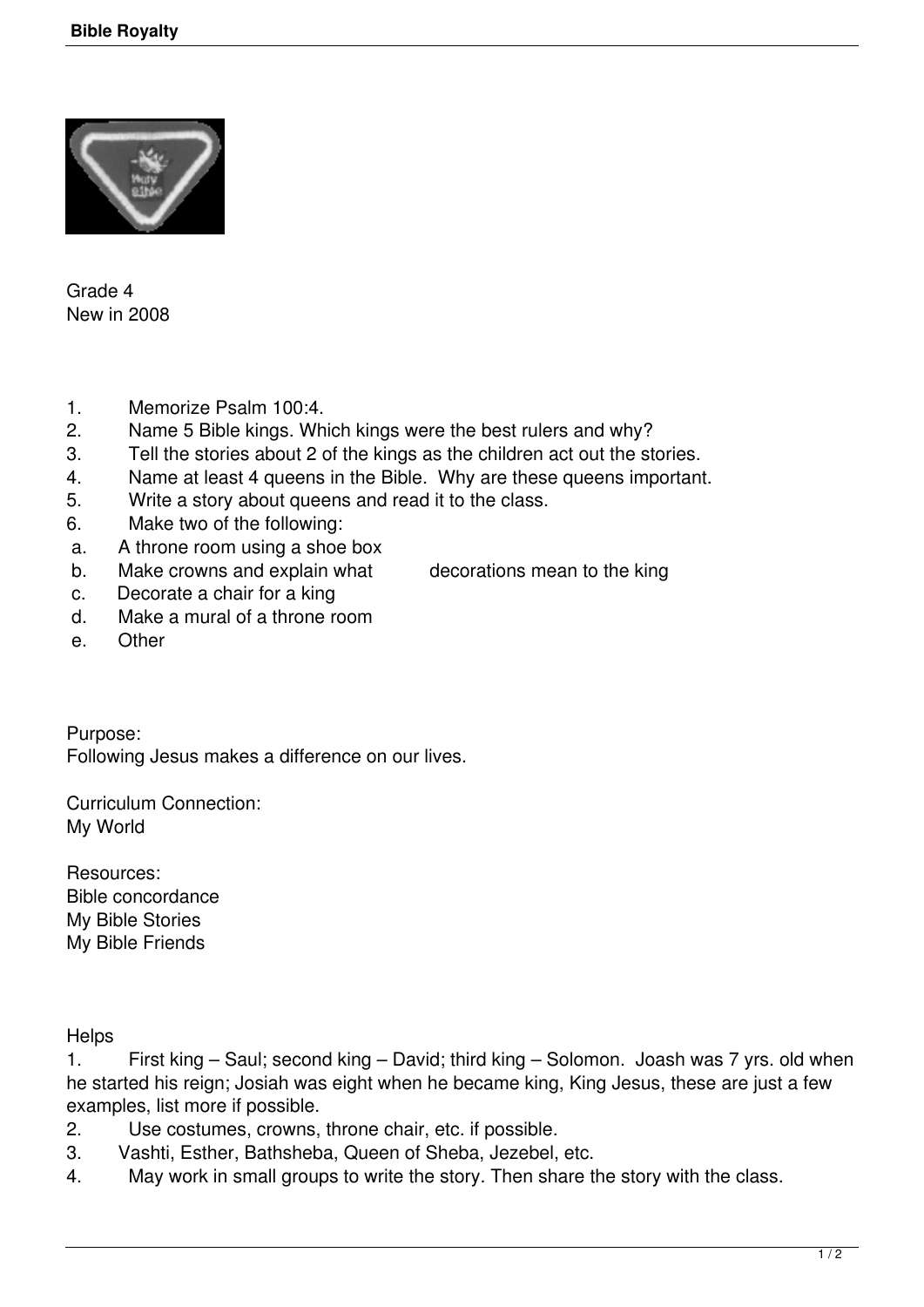Grade 4
New in 2008

1. Memorize Psalm 100:4.
2. Name 5 Bible kings. Which kings were the best rulers and why?
3. Tell the stories about 2 of the kings as the children act out the stories.
4. Name at least 4 queens in the Bible. Why are these queens important.
5. Write a story about queens and read it to the class.
6. Make two of the following:
   a. A throne room using a shoe box
   b. Make crowns and explain what decorations mean to the king
   c. Decorate a chair for a king
   d. Make a mural of a throne room
   e. Other

Purpose:
Following Jesus makes a difference on our lives.

Curriculum Connection:
My World

Resources:
Bible concordance
My Bible Stories
My Bible Friends

Helps

1. First king – Saul; second king – David; third king – Solomon. Joash was 7 yrs. old when he started his reign; Josiah was eight when he became king, King Jesus, these are just a few examples, list more if possible.
2. Use costumes, crowns, throne chair, etc. if possible.
3. Vashti, Esther, Bathsheba, Queen of Sheba, Jezebel, etc.
4. May work in small groups to write the story. Then share the story with the class.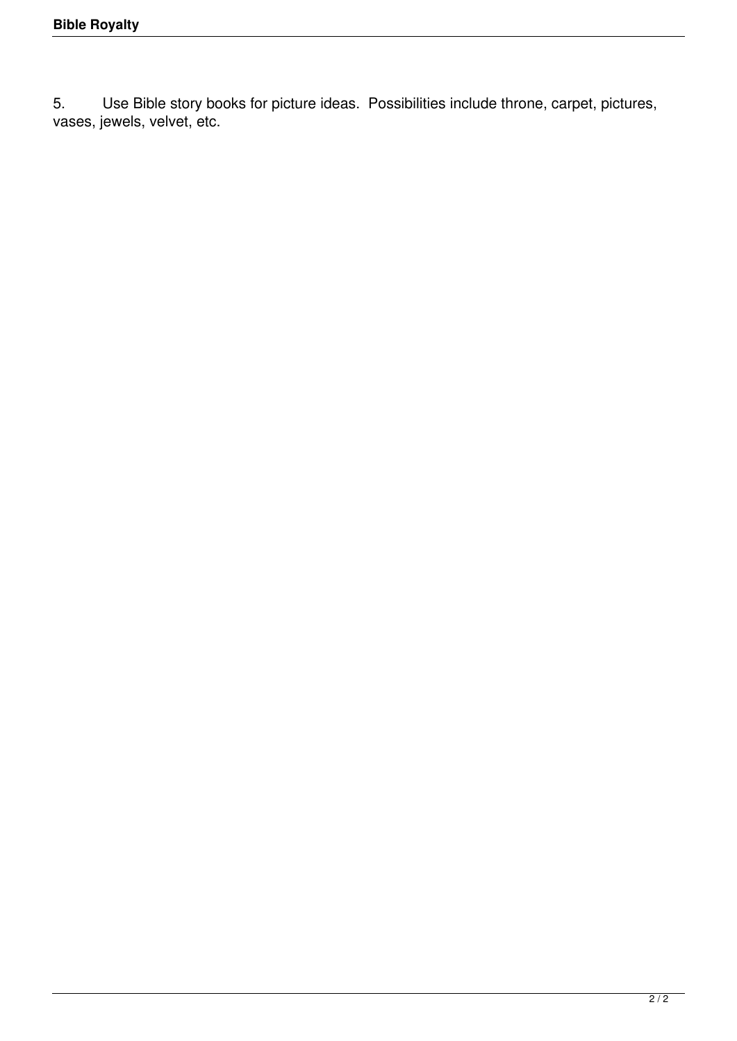5. Use Bible story books for picture ideas. Possibilities include throne, carpet, pictures, vases, jewels, velvet, etc.